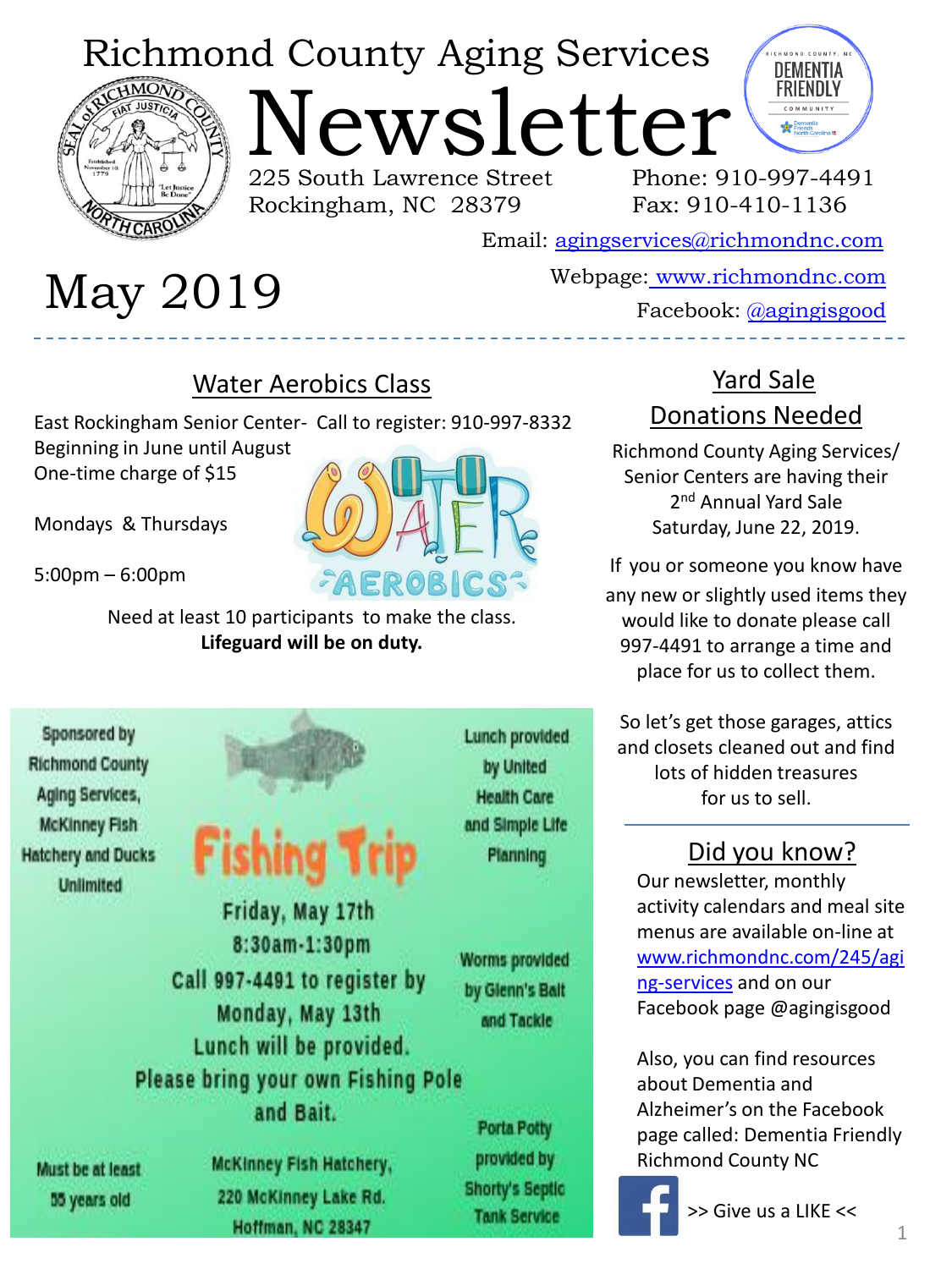# Richmond County Aging Services Newsletter

225 South Lawrence Street
Rockingham, NC 28379

Phone: 910-997-4491
Fax: 910-410-1136

Email: agingservices@richmondnc.com
Webpage: www.richmondnc.com
Facebook: @agingisgood

## May 2019

## Water Aerobics Class

East Rockingham Senior Center- Call to register: 910-997-8332
Beginning in June until August
One-time charge of $15

Mondays & Thursdays

5:00pm – 6:00pm

Need at least 10 participants to make the class.
**Lifeguard will be on duty.**

## Fishing Trip

Sponsored by Richmond County Aging Services, McKinney Fish Hatchery and Ducks Unlimited

Friday, May 17th
8:30am-1:30pm
Call 997-4491 to register by Monday, May 13th
Lunch will be provided.
Please bring your own Fishing Pole and Bait.

Lunch provided by United Health Care and Simple Life Planning

Worms provided by Glenn's Bait and Tackle

Porta Potty provided by Shorty's Septic Tank Service

Must be at least 55 years old

McKinney Fish Hatchery,
220 McKinney Lake Rd.
Hoffman, NC 28347

## Yard Sale Donations Needed

Richmond County Aging Services/ Senior Centers are having their 2nd Annual Yard Sale Saturday, June 22, 2019.

If you or someone you know have any new or slightly used items they would like to donate please call 997-4491 to arrange a time and place for us to collect them.

So let's get those garages, attics and closets cleaned out and find lots of hidden treasures for us to sell.

## Did you know?

Our newsletter, monthly activity calendars and meal site menus are available on-line at www.richmondnc.com/245/aging-services and on our Facebook page @agingisgood

Also, you can find resources about Dementia and Alzheimer's on the Facebook page called: Dementia Friendly Richmond County NC

>> Give us a LIKE <<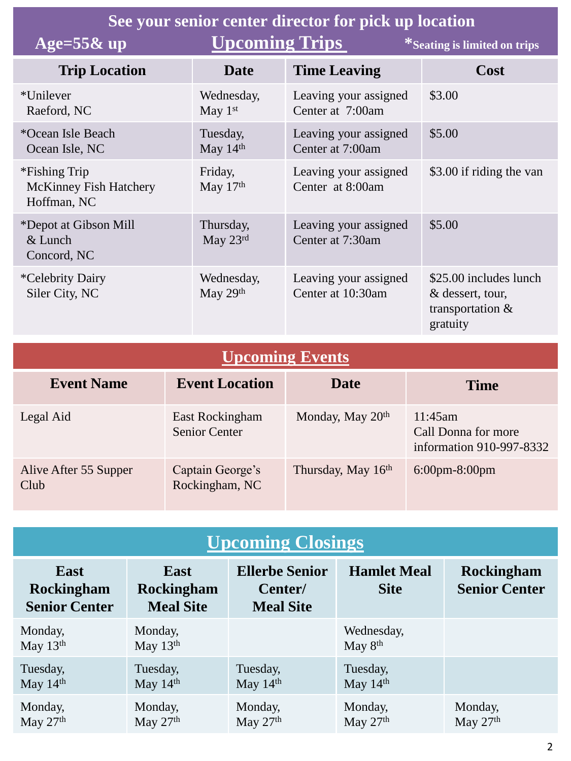See your senior center director for pick up location

Age=55& up

## Upcoming Trips

*Seating is limited on trips

| Trip Location | Date | Time Leaving | Cost |
|---|---|---|---|
| *Unilever Raeford, NC | Wednesday, May 1st | Leaving your assigned Center at 7:00am | $3.00 |
| *Ocean Isle Beach Ocean Isle, NC | Tuesday, May 14th | Leaving your assigned Center at 7:00am | $5.00 |
| *Fishing Trip McKinney Fish Hatchery Hoffman, NC | Friday, May 17th | Leaving your assigned Center at 8:00am | $3.00 if riding the van |
| *Depot at Gibson Mill & Lunch Concord, NC | Thursday, May 23rd | Leaving your assigned Center at 7:30am | $5.00 |
| *Celebrity Dairy Siler City, NC | Wednesday, May 29th | Leaving your assigned Center at 10:30am | $25.00 includes lunch & dessert, tour, transportation & gratuity |

## Upcoming Events

| Event Name | Event Location | Date | Time |
|---|---|---|---|
| Legal Aid | East Rockingham Senior Center | Monday, May 20th | 11:45am Call Donna for more information 910-997-8332 |
| Alive After 55 Supper Club | Captain George's Rockingham, NC | Thursday, May 16th | 6:00pm-8:00pm |

## Upcoming Closings

| East Rockingham Senior Center | East Rockingham Meal Site | Ellerbe Senior Center/ Meal Site | Hamlet Meal Site | Rockingham Senior Center |
|---|---|---|---|---|
| Monday, May 13th | Monday, May 13th | | Wednesday, May 8th | |
| Tuesday, May 14th | Tuesday, May 14th | Tuesday, May 14th | Tuesday, May 14th | |
| Monday, May 27th | Monday, May 27th | Monday, May 27th | Monday, May 27th | Monday, May 27th |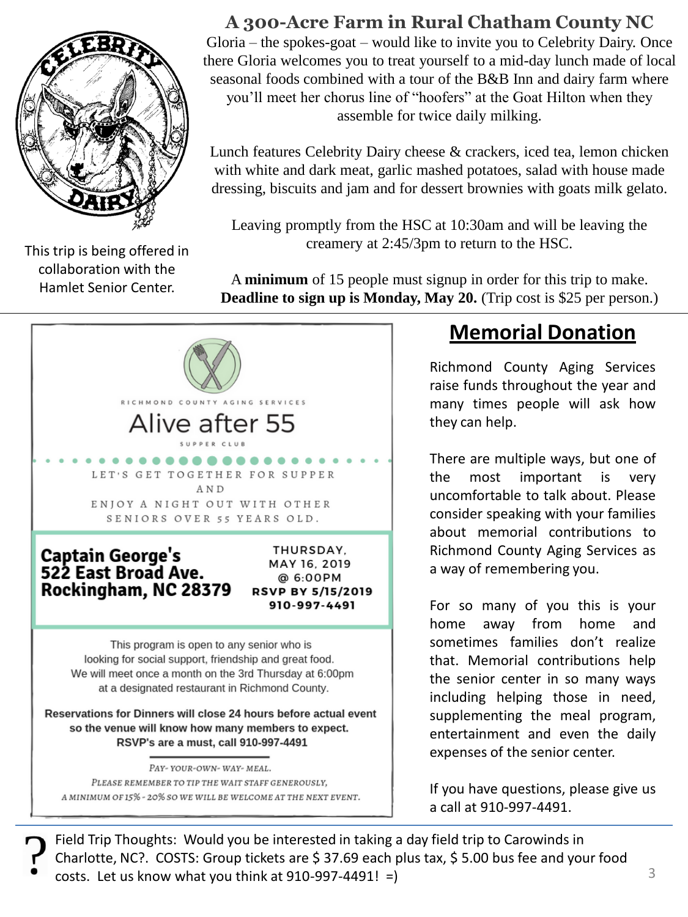# A 300-Acre Farm in Rural Chatham County NC

Gloria – the spokes-goat – would like to invite you to Celebrity Dairy. Once there Gloria welcomes you to treat yourself to a mid-day lunch made of local seasonal foods combined with a tour of the B&B Inn and dairy farm where you'll meet her chorus line of "hoofers" at the Goat Hilton when they assemble for twice daily milking.

Lunch features Celebrity Dairy cheese & crackers, iced tea, lemon chicken with white and dark meat, garlic mashed potatoes, salad with house made dressing, biscuits and jam and for dessert brownies with goats milk gelato.

Leaving promptly from the HSC at 10:30am and will be leaving the creamery at 2:45/3pm to return to the HSC.

A **minimum** of 15 people must signup in order for this trip to make. **Deadline to sign up is Monday, May 20.** (Trip cost is $25 per person.)

This trip is being offered in collaboration with the Hamlet Senior Center.

RICHMOND COUNTY AGING SERVICES

## Alive after 55

SUPPER CLUB

LET'S GET TOGETHER FOR SUPPER AND ENJOY A NIGHT OUT WITH OTHER SENIORS OVER 55 YEARS OLD.

**Captain George's**
**522 East Broad Ave.**
**Rockingham, NC 28379**

THURSDAY, MAY 16, 2019 @ 6:00PM
**RSVP BY 5/15/2019**
**910-997-4491**

This program is open to any senior who is looking for social support, friendship and great food. We will meet once a month on the 3rd Thursday at 6:00pm at a designated restaurant in Richmond County.

**Reservations for Dinners will close 24 hours before actual event so the venue will know how many members to expect. RSVP's are a must, call 910-997-4491**

*PAY- YOUR-OWN- WAY- MEAL.*

*PLEASE REMEMBER TO TIP THE WAIT STAFF GENEROUSLY, A MINIMUM OF 15% - 20% SO WE WILL BE WELCOME AT THE NEXT EVENT.*

## Memorial Donation

Richmond County Aging Services raise funds throughout the year and many times people will ask how they can help.

There are multiple ways, but one of the most important is very uncomfortable to talk about. Please consider speaking with your families about memorial contributions to Richmond County Aging Services as a way of remembering you.

For so many of you this is your home away from home and sometimes families don't realize that. Memorial contributions help the senior center in so many ways including helping those in need, supplementing the meal program, entertainment and even the daily expenses of the senior center.

If you have questions, please give us a call at 910-997-4491.

? Field Trip Thoughts: Would you be interested in taking a day field trip to Carowinds in Charlotte, NC?. COSTS: Group tickets are $ 37.69 each plus tax, $ 5.00 bus fee and your food costs. Let us know what you think at 910-997-4491! =)